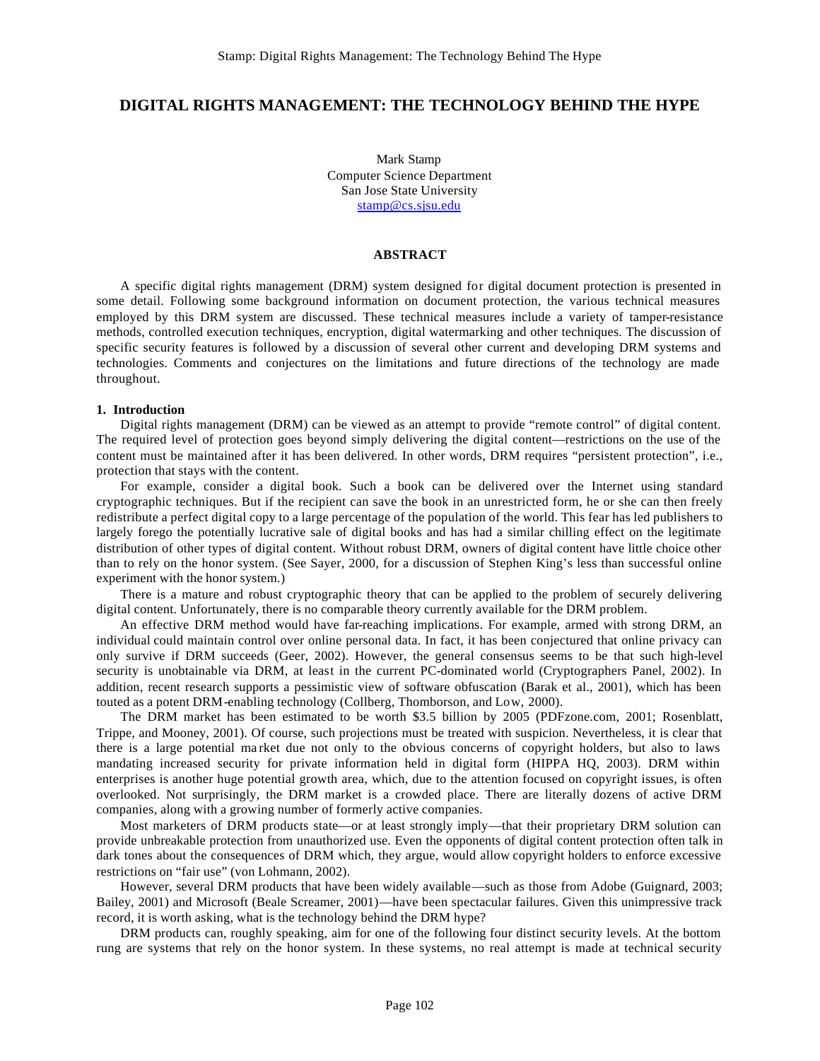# DIGITAL RIGHTS MANAGEMENT: THE TECHNOLOGY BEHIND THE HYPE

Mark Stamp
Computer Science Department
San Jose State University
stamp@cs.sjsu.edu

## ABSTRACT

A specific digital rights management (DRM) system designed for digital document protection is presented in some detail. Following some background information on document protection, the various technical measures employed by this DRM system are discussed. These technical measures include a variety of tamper-resistance methods, controlled execution techniques, encryption, digital watermarking and other techniques. The discussion of specific security features is followed by a discussion of several other current and developing DRM systems and technologies. Comments and conjectures on the limitations and future directions of the technology are made throughout.

## 1. Introduction

Digital rights management (DRM) can be viewed as an attempt to provide "remote control" of digital content. The required level of protection goes beyond simply delivering the digital content—restrictions on the use of the content must be maintained after it has been delivered. In other words, DRM requires "persistent protection", i.e., protection that stays with the content.

For example, consider a digital book. Such a book can be delivered over the Internet using standard cryptographic techniques. But if the recipient can save the book in an unrestricted form, he or she can then freely redistribute a perfect digital copy to a large percentage of the population of the world. This fear has led publishers to largely forego the potentially lucrative sale of digital books and has had a similar chilling effect on the legitimate distribution of other types of digital content. Without robust DRM, owners of digital content have little choice other than to rely on the honor system. (See Sayer, 2000, for a discussion of Stephen King's less than successful online experiment with the honor system.)

There is a mature and robust cryptographic theory that can be applied to the problem of securely delivering digital content. Unfortunately, there is no comparable theory currently available for the DRM problem.

An effective DRM method would have far-reaching implications. For example, armed with strong DRM, an individual could maintain control over online personal data. In fact, it has been conjectured that online privacy can only survive if DRM succeeds (Geer, 2002). However, the general consensus seems to be that such high-level security is unobtainable via DRM, at least in the current PC-dominated world (Cryptographers Panel, 2002). In addition, recent research supports a pessimistic view of software obfuscation (Barak et al., 2001), which has been touted as a potent DRM-enabling technology (Collberg, Thomborson, and Low, 2000).

The DRM market has been estimated to be worth $3.5 billion by 2005 (PDFzone.com, 2001; Rosenblatt, Trippe, and Mooney, 2001). Of course, such projections must be treated with suspicion. Nevertheless, it is clear that there is a large potential market due not only to the obvious concerns of copyright holders, but also to laws mandating increased security for private information held in digital form (HIPPA HQ, 2003). DRM within enterprises is another huge potential growth area, which, due to the attention focused on copyright issues, is often overlooked. Not surprisingly, the DRM market is a crowded place. There are literally dozens of active DRM companies, along with a growing number of formerly active companies.

Most marketers of DRM products state—or at least strongly imply—that their proprietary DRM solution can provide unbreakable protection from unauthorized use. Even the opponents of digital content protection often talk in dark tones about the consequences of DRM which, they argue, would allow copyright holders to enforce excessive restrictions on "fair use" (von Lohmann, 2002).

However, several DRM products that have been widely available—such as those from Adobe (Guignard, 2003; Bailey, 2001) and Microsoft (Beale Screamer, 2001)—have been spectacular failures. Given this unimpressive track record, it is worth asking, what is the technology behind the DRM hype?

DRM products can, roughly speaking, aim for one of the following four distinct security levels. At the bottom rung are systems that rely on the honor system. In these systems, no real attempt is made at technical security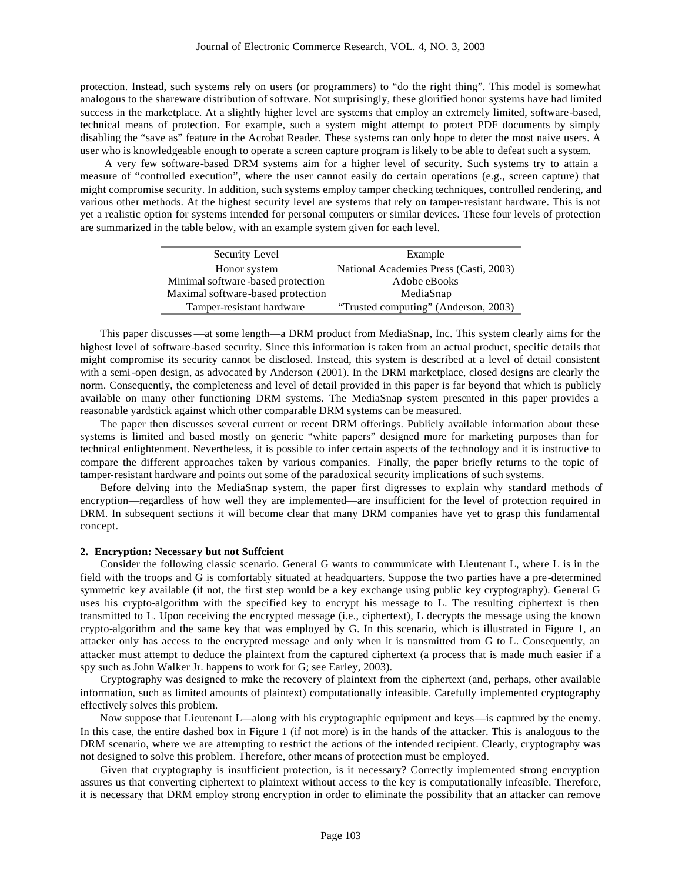protection. Instead, such systems rely on users (or programmers) to "do the right thing". This model is somewhat analogous to the shareware distribution of software. Not surprisingly, these glorified honor systems have had limited success in the marketplace. At a slightly higher level are systems that employ an extremely limited, software-based, technical means of protection. For example, such a system might attempt to protect PDF documents by simply disabling the "save as" feature in the Acrobat Reader. These systems can only hope to deter the most naive users. A user who is knowledgeable enough to operate a screen capture program is likely to be able to defeat such a system.

A very few software-based DRM systems aim for a higher level of security. Such systems try to attain a measure of "controlled execution", where the user cannot easily do certain operations (e.g., screen capture) that might compromise security. In addition, such systems employ tamper checking techniques, controlled rendering, and various other methods. At the highest security level are systems that rely on tamper-resistant hardware. This is not yet a realistic option for systems intended for personal computers or similar devices. These four levels of protection are summarized in the table below, with an example system given for each level.

| Security Level | Example |
|---|---|
| Honor system | National Academies Press (Casti, 2003) |
| Minimal software-based protection | Adobe eBooks |
| Maximal software-based protection | MediaSnap |
| Tamper-resistant hardware | "Trusted computing" (Anderson, 2003) |

This paper discusses—at some length—a DRM product from MediaSnap, Inc. This system clearly aims for the highest level of software-based security. Since this information is taken from an actual product, specific details that might compromise its security cannot be disclosed. Instead, this system is described at a level of detail consistent with a semi-open design, as advocated by Anderson (2001). In the DRM marketplace, closed designs are clearly the norm. Consequently, the completeness and level of detail provided in this paper is far beyond that which is publicly available on many other functioning DRM systems. The MediaSnap system presented in this paper provides a reasonable yardstick against which other comparable DRM systems can be measured.

The paper then discusses several current or recent DRM offerings. Publicly available information about these systems is limited and based mostly on generic "white papers" designed more for marketing purposes than for technical enlightenment. Nevertheless, it is possible to infer certain aspects of the technology and it is instructive to compare the different approaches taken by various companies. Finally, the paper briefly returns to the topic of tamper-resistant hardware and points out some of the paradoxical security implications of such systems.

Before delving into the MediaSnap system, the paper first digresses to explain why standard methods of encryption—regardless of how well they are implemented—are insufficient for the level of protection required in DRM. In subsequent sections it will become clear that many DRM companies have yet to grasp this fundamental concept.

## 2. Encryption: Necessary but not Suffcient

Consider the following classic scenario. General G wants to communicate with Lieutenant L, where L is in the field with the troops and G is comfortably situated at headquarters. Suppose the two parties have a pre-determined symmetric key available (if not, the first step would be a key exchange using public key cryptography). General G uses his crypto-algorithm with the specified key to encrypt his message to L. The resulting ciphertext is then transmitted to L. Upon receiving the encrypted message (i.e., ciphertext), L decrypts the message using the known crypto-algorithm and the same key that was employed by G. In this scenario, which is illustrated in Figure 1, an attacker only has access to the encrypted message and only when it is transmitted from G to L. Consequently, an attacker must attempt to deduce the plaintext from the captured ciphertext (a process that is made much easier if a spy such as John Walker Jr. happens to work for G; see Earley, 2003).

Cryptography was designed to make the recovery of plaintext from the ciphertext (and, perhaps, other available information, such as limited amounts of plaintext) computationally infeasible. Carefully implemented cryptography effectively solves this problem.

Now suppose that Lieutenant L—along with his cryptographic equipment and keys—is captured by the enemy. In this case, the entire dashed box in Figure 1 (if not more) is in the hands of the attacker. This is analogous to the DRM scenario, where we are attempting to restrict the actions of the intended recipient. Clearly, cryptography was not designed to solve this problem. Therefore, other means of protection must be employed.

Given that cryptography is insufficient protection, is it necessary? Correctly implemented strong encryption assures us that converting ciphertext to plaintext without access to the key is computationally infeasible. Therefore, it is necessary that DRM employ strong encryption in order to eliminate the possibility that an attacker can remove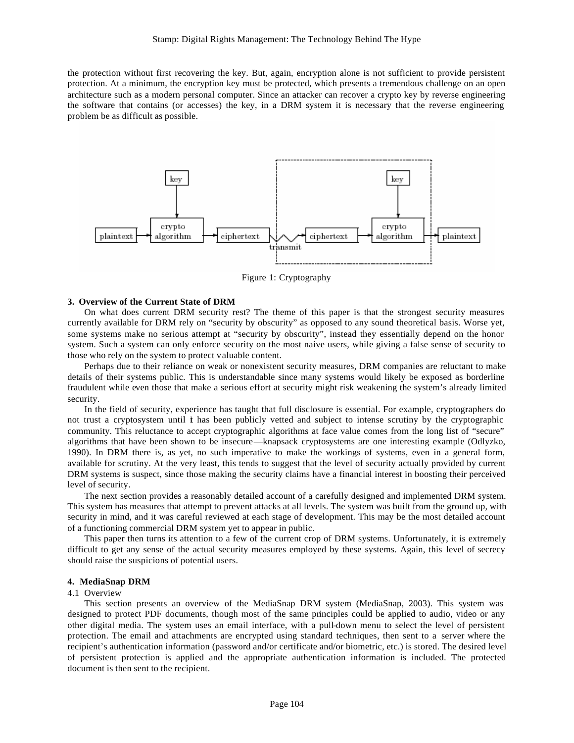the protection without first recovering the key. But, again, encryption alone is not sufficient to provide persistent protection. At a minimum, the encryption key must be protected, which presents a tremendous challenge on an open architecture such as a modern personal computer. Since an attacker can recover a crypto key by reverse engineering the software that contains (or accesses) the key, in a DRM system it is necessary that the reverse engineering problem be as difficult as possible.

Figure 1: Cryptography

### 3. Overview of the Current State of DRM

On what does current DRM security rest? The theme of this paper is that the strongest security measures currently available for DRM rely on "security by obscurity" as opposed to any sound theoretical basis. Worse yet, some systems make no serious attempt at "security by obscurity", instead they essentially depend on the honor system. Such a system can only enforce security on the most naive users, while giving a false sense of security to those who rely on the system to protect valuable content.

Perhaps due to their reliance on weak or nonexistent security measures, DRM companies are reluctant to make details of their systems public. This is understandable since many systems would likely be exposed as borderline fraudulent while even those that make a serious effort at security might risk weakening the system's already limited security.

In the field of security, experience has taught that full disclosure is essential. For example, cryptographers do not trust a cryptosystem until it has been publicly vetted and subject to intense scrutiny by the cryptographic community. This reluctance to accept cryptographic algorithms at face value comes from the long list of "secure" algorithms that have been shown to be insecure—knapsack cryptosystems are one interesting example (Odlyzko, 1990). In DRM there is, as yet, no such imperative to make the workings of systems, even in a general form, available for scrutiny. At the very least, this tends to suggest that the level of security actually provided by current DRM systems is suspect, since those making the security claims have a financial interest in boosting their perceived level of security.

The next section provides a reasonably detailed account of a carefully designed and implemented DRM system. This system has measures that attempt to prevent attacks at all levels. The system was built from the ground up, with security in mind, and it was careful reviewed at each stage of development. This may be the most detailed account of a functioning commercial DRM system yet to appear in public.

This paper then turns its attention to a few of the current crop of DRM systems. Unfortunately, it is extremely difficult to get any sense of the actual security measures employed by these systems. Again, this level of secrecy should raise the suspicions of potential users.

### 4. MediaSnap DRM

#### 4.1 Overview

This section presents an overview of the MediaSnap DRM system (MediaSnap, 2003). This system was designed to protect PDF documents, though most of the same principles could be applied to audio, video or any other digital media. The system uses an email interface, with a pull-down menu to select the level of persistent protection. The email and attachments are encrypted using standard techniques, then sent to a server where the recipient's authentication information (password and/or certificate and/or biometric, etc.) is stored. The desired level of persistent protection is applied and the appropriate authentication information is included. The protected document is then sent to the recipient.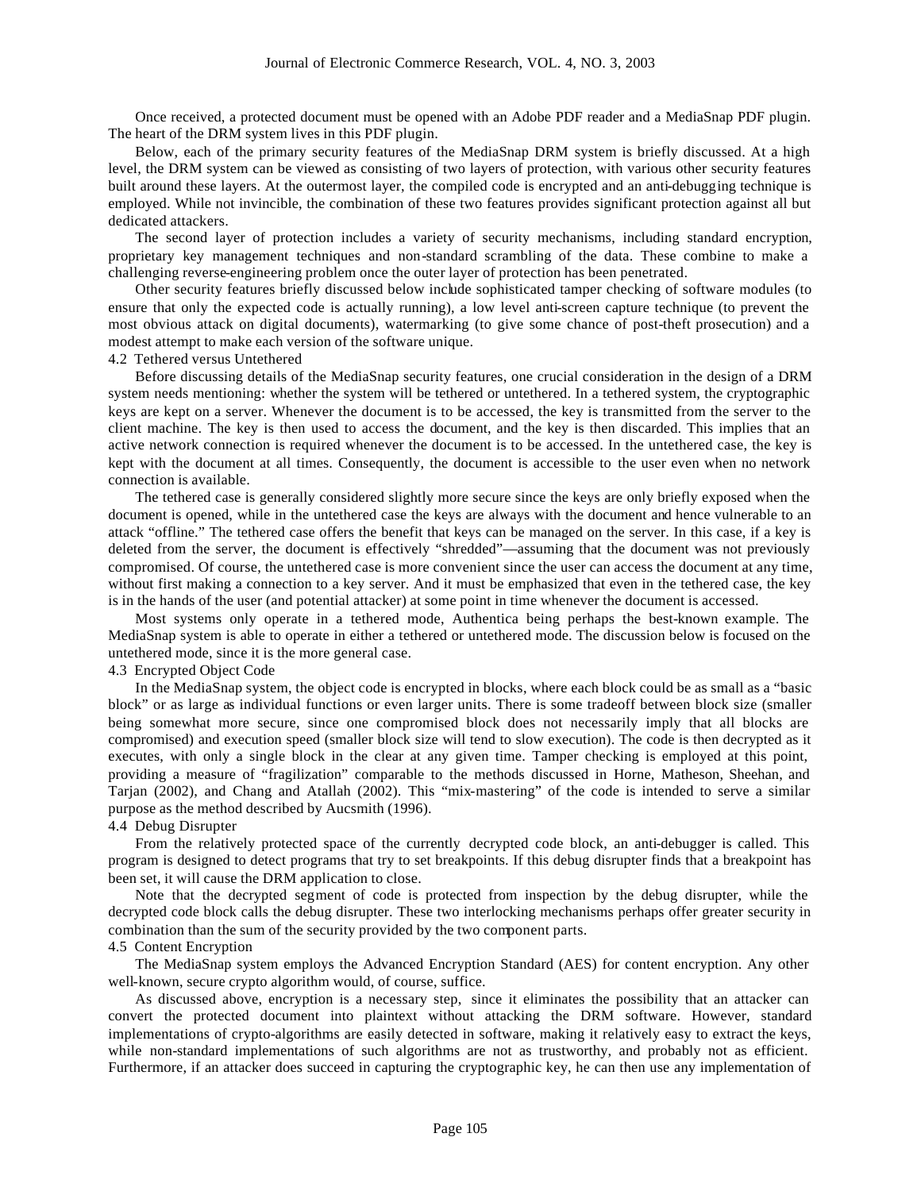Once received, a protected document must be opened with an Adobe PDF reader and a MediaSnap PDF plugin. The heart of the DRM system lives in this PDF plugin.

Below, each of the primary security features of the MediaSnap DRM system is briefly discussed. At a high level, the DRM system can be viewed as consisting of two layers of protection, with various other security features built around these layers. At the outermost layer, the compiled code is encrypted and an anti-debugging technique is employed. While not invincible, the combination of these two features provides significant protection against all but dedicated attackers.

The second layer of protection includes a variety of security mechanisms, including standard encryption, proprietary key management techniques and non-standard scrambling of the data. These combine to make a challenging reverse-engineering problem once the outer layer of protection has been penetrated.

Other security features briefly discussed below include sophisticated tamper checking of software modules (to ensure that only the expected code is actually running), a low level anti-screen capture technique (to prevent the most obvious attack on digital documents), watermarking (to give some chance of post-theft prosecution) and a modest attempt to make each version of the software unique.

## 4.2 Tethered versus Untethered

Before discussing details of the MediaSnap security features, one crucial consideration in the design of a DRM system needs mentioning: whether the system will be tethered or untethered. In a tethered system, the cryptographic keys are kept on a server. Whenever the document is to be accessed, the key is transmitted from the server to the client machine. The key is then used to access the document, and the key is then discarded. This implies that an active network connection is required whenever the document is to be accessed. In the untethered case, the key is kept with the document at all times. Consequently, the document is accessible to the user even when no network connection is available.

The tethered case is generally considered slightly more secure since the keys are only briefly exposed when the document is opened, while in the untethered case the keys are always with the document and hence vulnerable to an attack "offline." The tethered case offers the benefit that keys can be managed on the server. In this case, if a key is deleted from the server, the document is effectively "shredded"—assuming that the document was not previously compromised. Of course, the untethered case is more convenient since the user can access the document at any time, without first making a connection to a key server. And it must be emphasized that even in the tethered case, the key is in the hands of the user (and potential attacker) at some point in time whenever the document is accessed.

Most systems only operate in a tethered mode, Authentica being perhaps the best-known example. The MediaSnap system is able to operate in either a tethered or untethered mode. The discussion below is focused on the untethered mode, since it is the more general case.

## 4.3 Encrypted Object Code

In the MediaSnap system, the object code is encrypted in blocks, where each block could be as small as a "basic block" or as large as individual functions or even larger units. There is some tradeoff between block size (smaller being somewhat more secure, since one compromised block does not necessarily imply that all blocks are compromised) and execution speed (smaller block size will tend to slow execution). The code is then decrypted as it executes, with only a single block in the clear at any given time. Tamper checking is employed at this point, providing a measure of "fragilization" comparable to the methods discussed in Horne, Matheson, Sheehan, and Tarjan (2002), and Chang and Atallah (2002). This "mix-mastering" of the code is intended to serve a similar purpose as the method described by Aucsmith (1996).

## 4.4 Debug Disrupter

From the relatively protected space of the currently decrypted code block, an anti-debugger is called. This program is designed to detect programs that try to set breakpoints. If this debug disrupter finds that a breakpoint has been set, it will cause the DRM application to close.

Note that the decrypted segment of code is protected from inspection by the debug disrupter, while the decrypted code block calls the debug disrupter. These two interlocking mechanisms perhaps offer greater security in combination than the sum of the security provided by the two component parts.

## 4.5 Content Encryption

The MediaSnap system employs the Advanced Encryption Standard (AES) for content encryption. Any other well-known, secure crypto algorithm would, of course, suffice.

As discussed above, encryption is a necessary step, since it eliminates the possibility that an attacker can convert the protected document into plaintext without attacking the DRM software. However, standard implementations of crypto-algorithms are easily detected in software, making it relatively easy to extract the keys, while non-standard implementations of such algorithms are not as trustworthy, and probably not as efficient. Furthermore, if an attacker does succeed in capturing the cryptographic key, he can then use any implementation of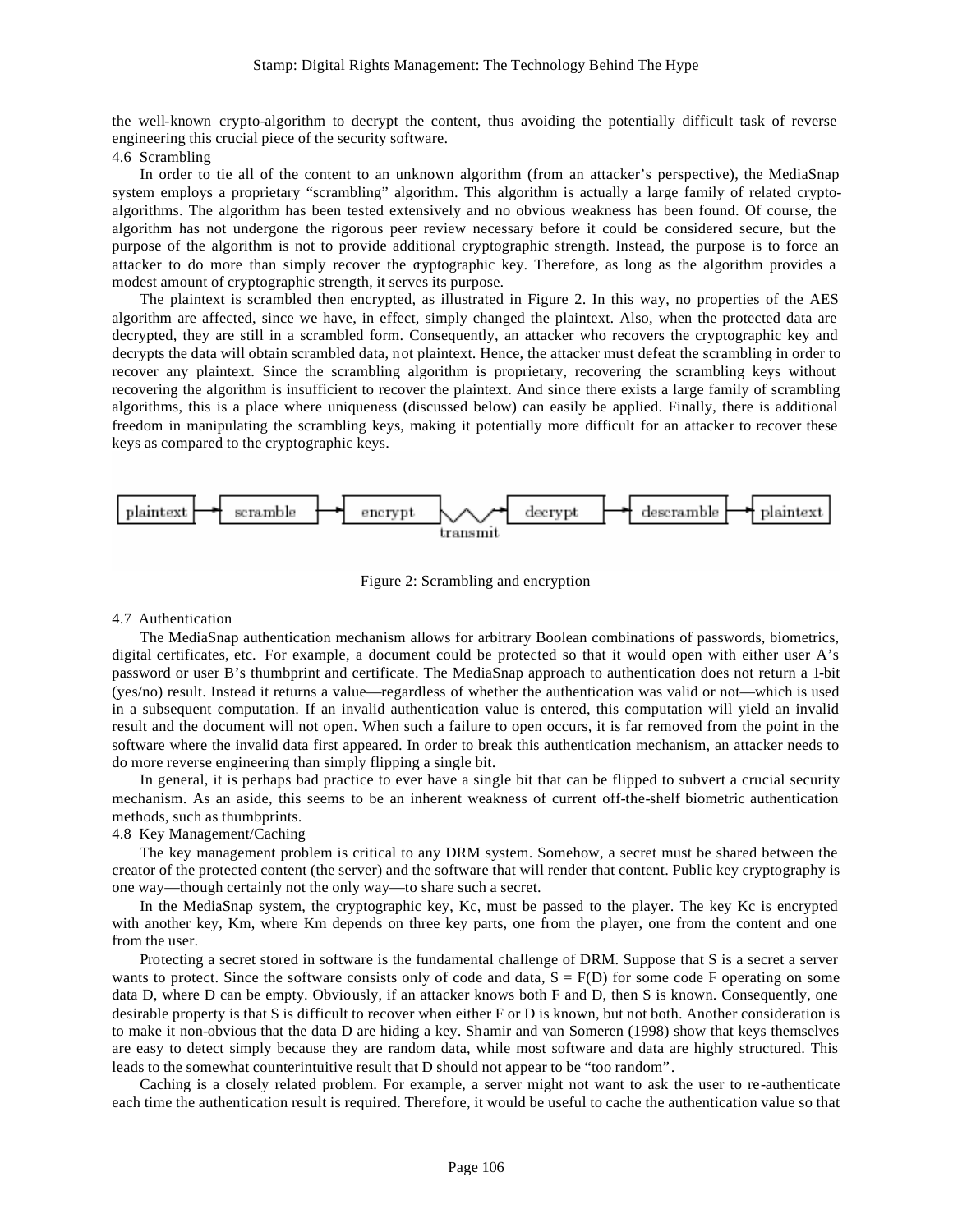the well-known crypto-algorithm to decrypt the content, thus avoiding the potentially difficult task of reverse engineering this crucial piece of the security software.

### 4.6 Scrambling

In order to tie all of the content to an unknown algorithm (from an attacker's perspective), the MediaSnap system employs a proprietary "scrambling" algorithm. This algorithm is actually a large family of related crypto-algorithms. The algorithm has been tested extensively and no obvious weakness has been found. Of course, the algorithm has not undergone the rigorous peer review necessary before it could be considered secure, but the purpose of the algorithm is not to provide additional cryptographic strength. Instead, the purpose is to force an attacker to do more than simply recover the cryptographic key. Therefore, as long as the algorithm provides a modest amount of cryptographic strength, it serves its purpose.

The plaintext is scrambled then encrypted, as illustrated in Figure 2. In this way, no properties of the AES algorithm are affected, since we have, in effect, simply changed the plaintext. Also, when the protected data are decrypted, they are still in a scrambled form. Consequently, an attacker who recovers the cryptographic key and decrypts the data will obtain scrambled data, not plaintext. Hence, the attacker must defeat the scrambling in order to recover any plaintext. Since the scrambling algorithm is proprietary, recovering the scrambling keys without recovering the algorithm is insufficient to recover the plaintext. And since there exists a large family of scrambling algorithms, this is a place where uniqueness (discussed below) can easily be applied. Finally, there is additional freedom in manipulating the scrambling keys, making it potentially more difficult for an attacker to recover these keys as compared to the cryptographic keys.

plaintext → scramble → encrypt ~ transmit ~ decrypt → descramble → plaintext

Figure 2: Scrambling and encryption

### 4.7 Authentication

The MediaSnap authentication mechanism allows for arbitrary Boolean combinations of passwords, biometrics, digital certificates, etc. For example, a document could be protected so that it would open with either user A's password or user B's thumbprint and certificate. The MediaSnap approach to authentication does not return a 1-bit (yes/no) result. Instead it returns a value—regardless of whether the authentication was valid or not—which is used in a subsequent computation. If an invalid authentication value is entered, this computation will yield an invalid result and the document will not open. When such a failure to open occurs, it is far removed from the point in the software where the invalid data first appeared. In order to break this authentication mechanism, an attacker needs to do more reverse engineering than simply flipping a single bit.

In general, it is perhaps bad practice to ever have a single bit that can be flipped to subvert a crucial security mechanism. As an aside, this seems to be an inherent weakness of current off-the-shelf biometric authentication methods, such as thumbprints.

### 4.8 Key Management/Caching

The key management problem is critical to any DRM system. Somehow, a secret must be shared between the creator of the protected content (the server) and the software that will render that content. Public key cryptography is one way—though certainly not the only way—to share such a secret.

In the MediaSnap system, the cryptographic key, Kc, must be passed to the player. The key Kc is encrypted with another key, Km, where Km depends on three key parts, one from the player, one from the content and one from the user.

Protecting a secret stored in software is the fundamental challenge of DRM. Suppose that S is a secret a server wants to protect. Since the software consists only of code and data, $S = F(D)$ for some code F operating on some data D, where D can be empty. Obviously, if an attacker knows both F and D, then S is known. Consequently, one desirable property is that S is difficult to recover when either F or D is known, but not both. Another consideration is to make it non-obvious that the data D are hiding a key. Shamir and van Someren (1998) show that keys themselves are easy to detect simply because they are random data, while most software and data are highly structured. This leads to the somewhat counterintuitive result that D should not appear to be "too random".

Caching is a closely related problem. For example, a server might not want to ask the user to re-authenticate each time the authentication result is required. Therefore, it would be useful to cache the authentication value so that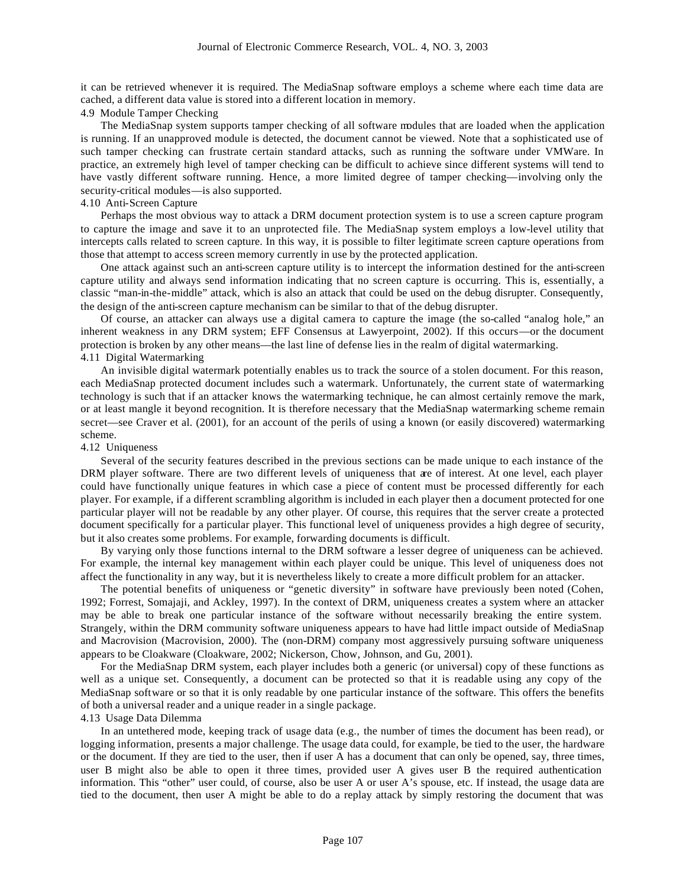it can be retrieved whenever it is required. The MediaSnap software employs a scheme where each time data are cached, a different data value is stored into a different location in memory.

### 4.9 Module Tamper Checking

The MediaSnap system supports tamper checking of all software modules that are loaded when the application is running. If an unapproved module is detected, the document cannot be viewed. Note that a sophisticated use of such tamper checking can frustrate certain standard attacks, such as running the software under VMWare. In practice, an extremely high level of tamper checking can be difficult to achieve since different systems will tend to have vastly different software running. Hence, a more limited degree of tamper checking—involving only the security-critical modules—is also supported.

### 4.10 Anti-Screen Capture

Perhaps the most obvious way to attack a DRM document protection system is to use a screen capture program to capture the image and save it to an unprotected file. The MediaSnap system employs a low-level utility that intercepts calls related to screen capture. In this way, it is possible to filter legitimate screen capture operations from those that attempt to access screen memory currently in use by the protected application.

One attack against such an anti-screen capture utility is to intercept the information destined for the anti-screen capture utility and always send information indicating that no screen capture is occurring. This is, essentially, a classic "man-in-the-middle" attack, which is also an attack that could be used on the debug disrupter. Consequently, the design of the anti-screen capture mechanism can be similar to that of the debug disrupter.

Of course, an attacker can always use a digital camera to capture the image (the so-called "analog hole," an inherent weakness in any DRM system; EFF Consensus at Lawyerpoint, 2002). If this occurs—or the document protection is broken by any other means—the last line of defense lies in the realm of digital watermarking.

### 4.11 Digital Watermarking

An invisible digital watermark potentially enables us to track the source of a stolen document. For this reason, each MediaSnap protected document includes such a watermark. Unfortunately, the current state of watermarking technology is such that if an attacker knows the watermarking technique, he can almost certainly remove the mark, or at least mangle it beyond recognition. It is therefore necessary that the MediaSnap watermarking scheme remain secret—see Craver et al. (2001), for an account of the perils of using a known (or easily discovered) watermarking scheme.

### 4.12 Uniqueness

Several of the security features described in the previous sections can be made unique to each instance of the DRM player software. There are two different levels of uniqueness that are of interest. At one level, each player could have functionally unique features in which case a piece of content must be processed differently for each player. For example, if a different scrambling algorithm is included in each player then a document protected for one particular player will not be readable by any other player. Of course, this requires that the server create a protected document specifically for a particular player. This functional level of uniqueness provides a high degree of security, but it also creates some problems. For example, forwarding documents is difficult.

By varying only those functions internal to the DRM software a lesser degree of uniqueness can be achieved. For example, the internal key management within each player could be unique. This level of uniqueness does not affect the functionality in any way, but it is nevertheless likely to create a more difficult problem for an attacker.

The potential benefits of uniqueness or "genetic diversity" in software have previously been noted (Cohen, 1992; Forrest, Somajaji, and Ackley, 1997). In the context of DRM, uniqueness creates a system where an attacker may be able to break one particular instance of the software without necessarily breaking the entire system. Strangely, within the DRM community software uniqueness appears to have had little impact outside of MediaSnap and Macrovision (Macrovision, 2000). The (non-DRM) company most aggressively pursuing software uniqueness appears to be Cloakware (Cloakware, 2002; Nickerson, Chow, Johnson, and Gu, 2001).

For the MediaSnap DRM system, each player includes both a generic (or universal) copy of these functions as well as a unique set. Consequently, a document can be protected so that it is readable using any copy of the MediaSnap software or so that it is only readable by one particular instance of the software. This offers the benefits of both a universal reader and a unique reader in a single package.

### 4.13 Usage Data Dilemma

In an untethered mode, keeping track of usage data (e.g., the number of times the document has been read), or logging information, presents a major challenge. The usage data could, for example, be tied to the user, the hardware or the document. If they are tied to the user, then if user A has a document that can only be opened, say, three times, user B might also be able to open it three times, provided user A gives user B the required authentication information. This "other" user could, of course, also be user A or user A's spouse, etc. If instead, the usage data are tied to the document, then user A might be able to do a replay attack by simply restoring the document that was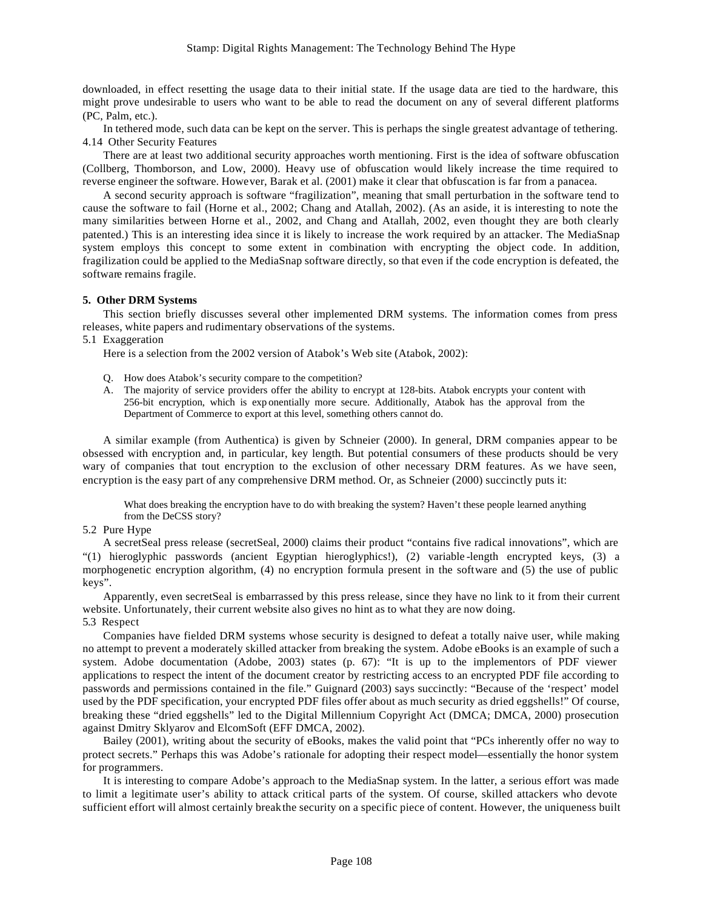downloaded, in effect resetting the usage data to their initial state. If the usage data are tied to the hardware, this might prove undesirable to users who want to be able to read the document on any of several different platforms (PC, Palm, etc.).

In tethered mode, such data can be kept on the server. This is perhaps the single greatest advantage of tethering.

### 4.14 Other Security Features

There are at least two additional security approaches worth mentioning. First is the idea of software obfuscation (Collberg, Thomborson, and Low, 2000). Heavy use of obfuscation would likely increase the time required to reverse engineer the software. However, Barak et al. (2001) make it clear that obfuscation is far from a panacea.

A second security approach is software "fragilization", meaning that small perturbation in the software tend to cause the software to fail (Horne et al., 2002; Chang and Atallah, 2002). (As an aside, it is interesting to note the many similarities between Horne et al., 2002, and Chang and Atallah, 2002, even thought they are both clearly patented.) This is an interesting idea since it is likely to increase the work required by an attacker. The MediaSnap system employs this concept to some extent in combination with encrypting the object code. In addition, fragilization could be applied to the MediaSnap software directly, so that even if the code encryption is defeated, the software remains fragile.

## 5. Other DRM Systems

This section briefly discusses several other implemented DRM systems. The information comes from press releases, white papers and rudimentary observations of the systems.

### 5.1 Exaggeration

Here is a selection from the 2002 version of Atabok's Web site (Atabok, 2002):

> Q. How does Atabok's security compare to the competition?
>
> A. The majority of service providers offer the ability to encrypt at 128-bits. Atabok encrypts your content with 256-bit encryption, which is exponentially more secure. Additionally, Atabok has the approval from the Department of Commerce to export at this level, something others cannot do.

A similar example (from Authentica) is given by Schneier (2000). In general, DRM companies appear to be obsessed with encryption and, in particular, key length. But potential consumers of these products should be very wary of companies that tout encryption to the exclusion of other necessary DRM features. As we have seen, encryption is the easy part of any comprehensive DRM method. Or, as Schneier (2000) succinctly puts it:

> What does breaking the encryption have to do with breaking the system? Haven't these people learned anything from the DeCSS story?

### 5.2 Pure Hype

A secretSeal press release (secretSeal, 2000) claims their product "contains five radical innovations", which are "(1) hieroglyphic passwords (ancient Egyptian hieroglyphics!), (2) variable-length encrypted keys, (3) a morphogenetic encryption algorithm, (4) no encryption formula present in the software and (5) the use of public keys".

Apparently, even secretSeal is embarrassed by this press release, since they have no link to it from their current website. Unfortunately, their current website also gives no hint as to what they are now doing.

### 5.3 Respect

Companies have fielded DRM systems whose security is designed to defeat a totally naive user, while making no attempt to prevent a moderately skilled attacker from breaking the system. Adobe eBooks is an example of such a system. Adobe documentation (Adobe, 2003) states (p. 67): "It is up to the implementors of PDF viewer applications to respect the intent of the document creator by restricting access to an encrypted PDF file according to passwords and permissions contained in the file." Guignard (2003) says succinctly: "Because of the 'respect' model used by the PDF specification, your encrypted PDF files offer about as much security as dried eggshells!" Of course, breaking these "dried eggshells" led to the Digital Millennium Copyright Act (DMCA; DMCA, 2000) prosecution against Dmitry Sklyarov and ElcomSoft (EFF DMCA, 2002).

Bailey (2001), writing about the security of eBooks, makes the valid point that "PCs inherently offer no way to protect secrets." Perhaps this was Adobe's rationale for adopting their respect model—essentially the honor system for programmers.

It is interesting to compare Adobe's approach to the MediaSnap system. In the latter, a serious effort was made to limit a legitimate user's ability to attack critical parts of the system. Of course, skilled attackers who devote sufficient effort will almost certainly break the security on a specific piece of content. However, the uniqueness built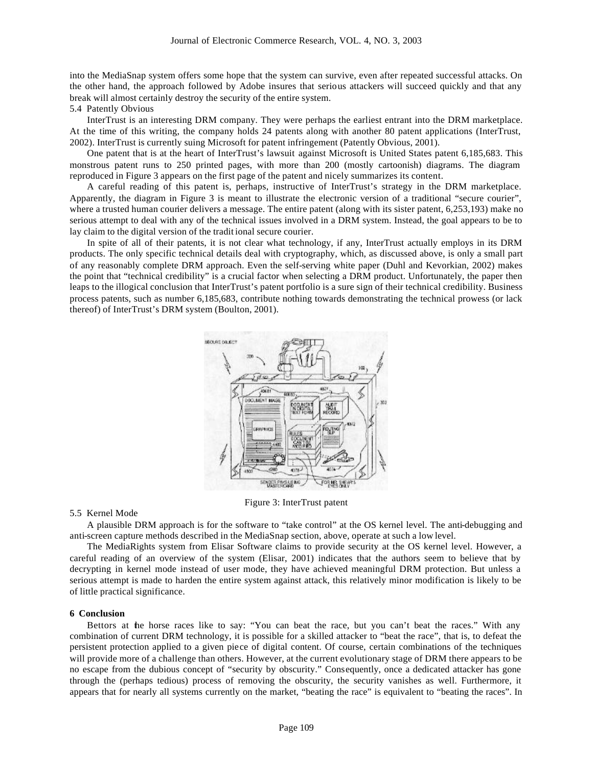into the MediaSnap system offers some hope that the system can survive, even after repeated successful attacks. On the other hand, the approach followed by Adobe insures that serious attackers will succeed quickly and that any break will almost certainly destroy the security of the entire system.

### 5.4 Patently Obvious

InterTrust is an interesting DRM company. They were perhaps the earliest entrant into the DRM marketplace. At the time of this writing, the company holds 24 patents along with another 80 patent applications (InterTrust, 2002). InterTrust is currently suing Microsoft for patent infringement (Patently Obvious, 2001).

One patent that is at the heart of InterTrust's lawsuit against Microsoft is United States patent 6,185,683. This monstrous patent runs to 250 printed pages, with more than 200 (mostly cartoonish) diagrams. The diagram reproduced in Figure 3 appears on the first page of the patent and nicely summarizes its content.

A careful reading of this patent is, perhaps, instructive of InterTrust's strategy in the DRM marketplace. Apparently, the diagram in Figure 3 is meant to illustrate the electronic version of a traditional "secure courier", where a trusted human courier delivers a message. The entire patent (along with its sister patent, 6,253,193) make no serious attempt to deal with any of the technical issues involved in a DRM system. Instead, the goal appears to be to lay claim to the digital version of the traditional secure courier.

In spite of all of their patents, it is not clear what technology, if any, InterTrust actually employs in its DRM products. The only specific technical details deal with cryptography, which, as discussed above, is only a small part of any reasonably complete DRM approach. Even the self-serving white paper (Duhl and Kevorkian, 2002) makes the point that "technical credibility" is a crucial factor when selecting a DRM product. Unfortunately, the paper then leaps to the illogical conclusion that InterTrust's patent portfolio is a sure sign of their technical credibility. Business process patents, such as number 6,185,683, contribute nothing towards demonstrating the technical prowess (or lack thereof) of InterTrust's DRM system (Boulton, 2001).

Figure 3: InterTrust patent

### 5.5 Kernel Mode

A plausible DRM approach is for the software to "take control" at the OS kernel level. The anti-debugging and anti-screen capture methods described in the MediaSnap section, above, operate at such a low level.

The MediaRights system from Elisar Software claims to provide security at the OS kernel level. However, a careful reading of an overview of the system (Elisar, 2001) indicates that the authors seem to believe that by decrypting in kernel mode instead of user mode, they have achieved meaningful DRM protection. But unless a serious attempt is made to harden the entire system against attack, this relatively minor modification is likely to be of little practical significance.

## 6 Conclusion

Bettors at the horse races like to say: "You can beat the race, but you can't beat the races." With any combination of current DRM technology, it is possible for a skilled attacker to "beat the race", that is, to defeat the persistent protection applied to a given piece of digital content. Of course, certain combinations of the techniques will provide more of a challenge than others. However, at the current evolutionary stage of DRM there appears to be no escape from the dubious concept of "security by obscurity." Consequently, once a dedicated attacker has gone through the (perhaps tedious) process of removing the obscurity, the security vanishes as well. Furthermore, it appears that for nearly all systems currently on the market, "beating the race" is equivalent to "beating the races". In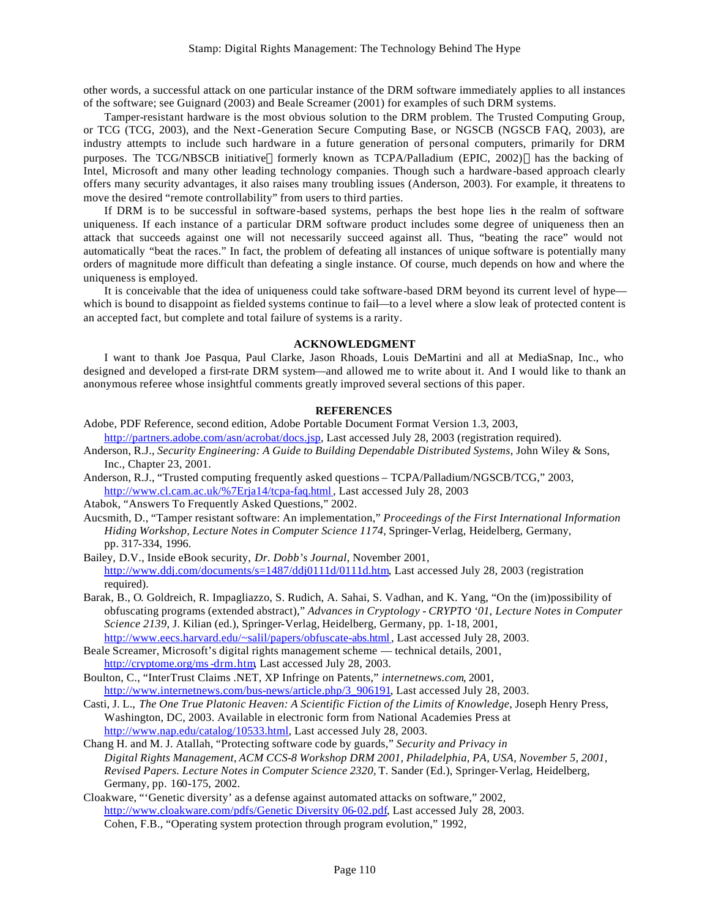other words, a successful attack on one particular instance of the DRM software immediately applies to all instances of the software; see Guignard (2003) and Beale Screamer (2001) for examples of such DRM systems.

Tamper-resistant hardware is the most obvious solution to the DRM problem. The Trusted Computing Group, or TCG (TCG, 2003), and the Next-Generation Secure Computing Base, or NGSCB (NGSCB FAQ, 2003), are industry attempts to include such hardware in a future generation of personal computers, primarily for DRM purposes. The TCG/NBSCB initiative formerly known as TCPA/Palladium (EPIC, 2002) has the backing of Intel, Microsoft and many other leading technology companies. Though such a hardware-based approach clearly offers many security advantages, it also raises many troubling issues (Anderson, 2003). For example, it threatens to move the desired "remote controllability" from users to third parties.

If DRM is to be successful in software-based systems, perhaps the best hope lies in the realm of software uniqueness. If each instance of a particular DRM software product includes some degree of uniqueness then an attack that succeeds against one will not necessarily succeed against all. Thus, "beating the race" would not automatically "beat the races." In fact, the problem of defeating all instances of unique software is potentially many orders of magnitude more difficult than defeating a single instance. Of course, much depends on how and where the uniqueness is employed.

It is conceivable that the idea of uniqueness could take software-based DRM beyond its current level of hype—which is bound to disappoint as fielded systems continue to fail—to a level where a slow leak of protected content is an accepted fact, but complete and total failure of systems is a rarity.

## ACKNOWLEDGMENT

I want to thank Joe Pasqua, Paul Clarke, Jason Rhoads, Louis DeMartini and all at MediaSnap, Inc., who designed and developed a first-rate DRM system—and allowed me to write about it. And I would like to thank an anonymous referee whose insightful comments greatly improved several sections of this paper.

## REFERENCES

Adobe, PDF Reference, second edition, Adobe Portable Document Format Version 1.3, 2003, http://partners.adobe.com/asn/acrobat/docs.jsp, Last accessed July 28, 2003 (registration required).

Anderson, R.J., *Security Engineering: A Guide to Building Dependable Distributed Systems*, John Wiley & Sons, Inc., Chapter 23, 2001.

Anderson, R.J., "Trusted computing frequently asked questions – TCPA/Palladium/NGSCB/TCG," 2003, http://www.cl.cam.ac.uk/%7Erja14/tcpa-faq.html, Last accessed July 28, 2003

Atabok, "Answers To Frequently Asked Questions," 2002.

Aucsmith, D., "Tamper resistant software: An implementation," *Proceedings of the First International Information Hiding Workshop, Lecture Notes in Computer Science 1174*, Springer-Verlag, Heidelberg, Germany, pp. 317-334, 1996.

Bailey, D.V., Inside eBook security, *Dr. Dobb's Journal*, November 2001, http://www.ddj.com/documents/s=1487/ddj0111d/0111d.htm, Last accessed July 28, 2003 (registration required).

Barak, B., O. Goldreich, R. Impagliazzo, S. Rudich, A. Sahai, S. Vadhan, and K. Yang, "On the (im)possibility of obfuscating programs (extended abstract)," *Advances in Cryptology - CRYPTO '01, Lecture Notes in Computer Science 2139*, J. Kilian (ed.), Springer-Verlag, Heidelberg, Germany, pp. 1-18, 2001, http://www.eecs.harvard.edu/~salil/papers/obfuscate-abs.html, Last accessed July 28, 2003.

Beale Screamer, Microsoft's digital rights management scheme — technical details, 2001, http://cryptome.org/ms-drm.htm, Last accessed July 28, 2003.

Boulton, C., "InterTrust Claims .NET, XP Infringe on Patents," *internetnews.com*, 2001, http://www.internetnews.com/bus-news/article.php/3_906191, Last accessed July 28, 2003.

Casti, J. L., *The One True Platonic Heaven: A Scientific Fiction of the Limits of Knowledge*, Joseph Henry Press, Washington, DC, 2003. Available in electronic form from National Academies Press at http://www.nap.edu/catalog/10533.html, Last accessed July 28, 2003.

Chang H. and M. J. Atallah, "Protecting software code by guards," *Security and Privacy in Digital Rights Management, ACM CCS-8 Workshop DRM 2001, Philadelphia, PA, USA, November 5, 2001, Revised Papers. Lecture Notes in Computer Science 2320*, T. Sander (Ed.), Springer-Verlag, Heidelberg, Germany, pp. 160-175, 2002.

Cloakware, "'Genetic diversity' as a defense against automated attacks on software," 2002, http://www.cloakware.com/pdfs/Genetic Diversity 06-02.pdf, Last accessed July 28, 2003.

Cohen, F.B., "Operating system protection through program evolution," 1992,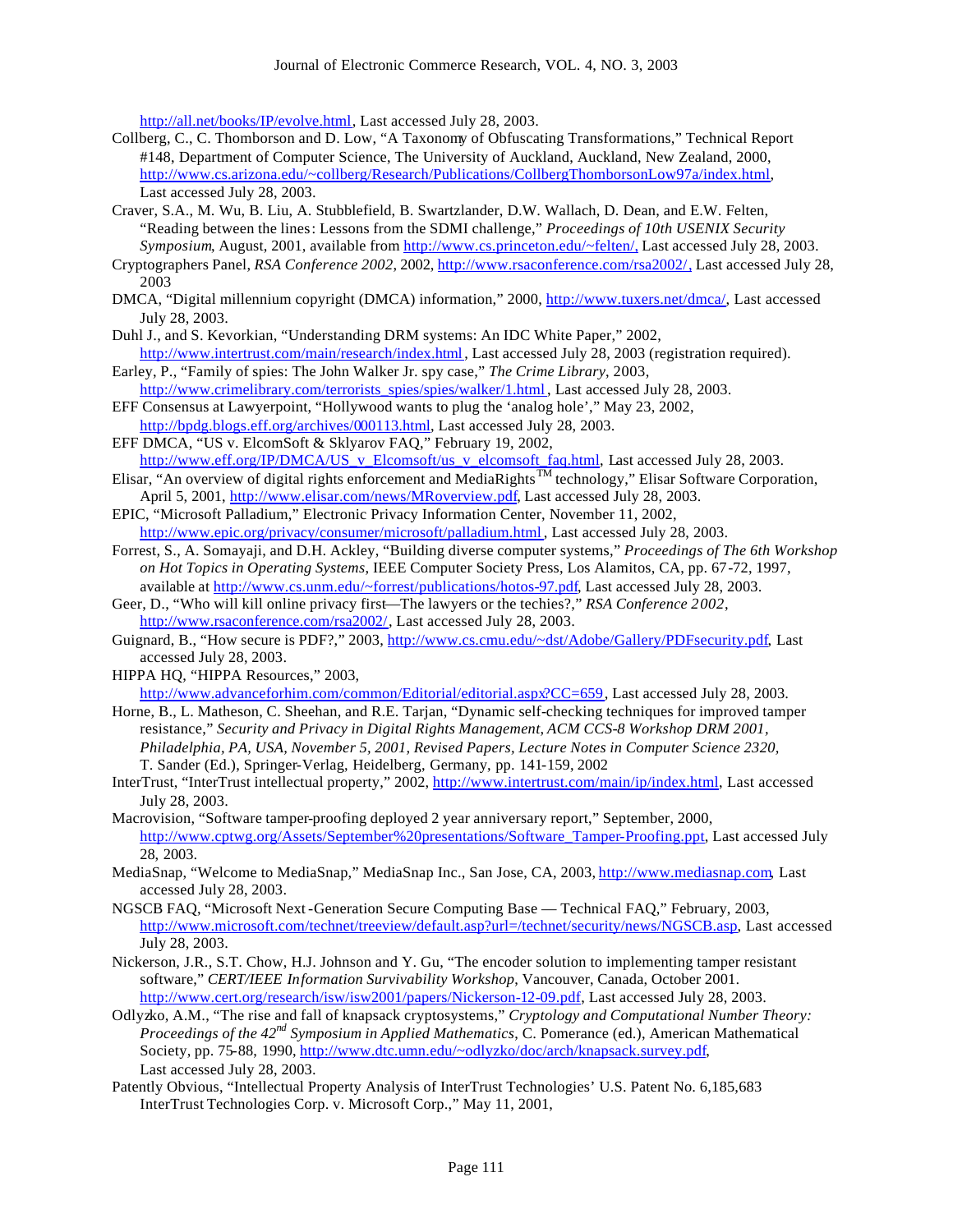http://all.net/books/IP/evolve.html, Last accessed July 28, 2003.

Collberg, C., C. Thomborson and D. Low, "A Taxonomy of Obfuscating Transformations," Technical Report #148, Department of Computer Science, The University of Auckland, Auckland, New Zealand, 2000, http://www.cs.arizona.edu/~collberg/Research/Publications/CollbergThomborsonLow97a/index.html, Last accessed July 28, 2003.

Craver, S.A., M. Wu, B. Liu, A. Stubblefield, B. Swartzlander, D.W. Wallach, D. Dean, and E.W. Felten, "Reading between the lines: Lessons from the SDMI challenge," *Proceedings of 10th USENIX Security Symposium*, August, 2001, available from http://www.cs.princeton.edu/~felten/, Last accessed July 28, 2003.

Cryptographers Panel, *RSA Conference 2002*, 2002, http://www.rsaconference.com/rsa2002/, Last accessed July 28, 2003

DMCA, "Digital millennium copyright (DMCA) information," 2000, http://www.tuxers.net/dmca/, Last accessed July 28, 2003.

Duhl J., and S. Kevorkian, "Understanding DRM systems: An IDC White Paper," 2002, http://www.intertrust.com/main/research/index.html, Last accessed July 28, 2003 (registration required).

Earley, P., "Family of spies: The John Walker Jr. spy case," *The Crime Library*, 2003, http://www.crimelibrary.com/terrorists_spies/spies/walker/1.html, Last accessed July 28, 2003.

EFF Consensus at Lawyerpoint, "Hollywood wants to plug the 'analog hole'," May 23, 2002, http://bpdg.blogs.eff.org/archives/000113.html, Last accessed July 28, 2003.

EFF DMCA, "US v. ElcomSoft & Sklyarov FAQ," February 19, 2002, http://www.eff.org/IP/DMCA/US_v_Elcomsoft/us_v_elcomsoft_faq.html, Last accessed July 28, 2003.

Elisar, "An overview of digital rights enforcement and MediaRights™ technology," Elisar Software Corporation, April 5, 2001, http://www.elisar.com/news/MRoverview.pdf, Last accessed July 28, 2003.

EPIC, "Microsoft Palladium," Electronic Privacy Information Center, November 11, 2002, http://www.epic.org/privacy/consumer/microsoft/palladium.html, Last accessed July 28, 2003.

Forrest, S., A. Somayaji, and D.H. Ackley, "Building diverse computer systems," *Proceedings of The 6th Workshop on Hot Topics in Operating Systems*, IEEE Computer Society Press, Los Alamitos, CA, pp. 67-72, 1997, available at http://www.cs.unm.edu/~forrest/publications/hotos-97.pdf, Last accessed July 28, 2003.

Geer, D., "Who will kill online privacy first—The lawyers or the techies?," *RSA Conference 2002*, http://www.rsaconference.com/rsa2002/, Last accessed July 28, 2003.

Guignard, B., "How secure is PDF?," 2003, http://www.cs.cmu.edu/~dst/Adobe/Gallery/PDFsecurity.pdf, Last accessed July 28, 2003.

HIPPA HQ, "HIPPA Resources," 2003, http://www.advanceforhim.com/common/Editorial/editorial.aspx?CC=659, Last accessed July 28, 2003.

Horne, B., L. Matheson, C. Sheehan, and R.E. Tarjan, "Dynamic self-checking techniques for improved tamper resistance," *Security and Privacy in Digital Rights Management, ACM CCS-8 Workshop DRM 2001, Philadelphia, PA, USA, November 5, 2001, Revised Papers, Lecture Notes in Computer Science 2320,* T. Sander (Ed.), Springer-Verlag, Heidelberg, Germany, pp. 141-159, 2002

InterTrust, "InterTrust intellectual property," 2002, http://www.intertrust.com/main/ip/index.html, Last accessed July 28, 2003.

Macrovision, "Software tamper-proofing deployed 2 year anniversary report," September, 2000, http://www.cptwg.org/Assets/September%20presentations/Software_Tamper-Proofing.ppt, Last accessed July 28, 2003.

MediaSnap, "Welcome to MediaSnap," MediaSnap Inc., San Jose, CA, 2003, http://www.mediasnap.com, Last accessed July 28, 2003.

NGSCB FAQ, "Microsoft Next-Generation Secure Computing Base — Technical FAQ," February, 2003, http://www.microsoft.com/technet/treeview/default.asp?url=/technet/security/news/NGSCB.asp, Last accessed July 28, 2003.

Nickerson, J.R., S.T. Chow, H.J. Johnson and Y. Gu, "The encoder solution to implementing tamper resistant software," *CERT/IEEE Information Survivability Workshop*, Vancouver, Canada, October 2001. http://www.cert.org/research/isw/isw2001/papers/Nickerson-12-09.pdf, Last accessed July 28, 2003.

Odlyzko, A.M., "The rise and fall of knapsack cryptosystems," *Cryptology and Computational Number Theory: Proceedings of the 42nd Symposium in Applied Mathematics*, C. Pomerance (ed.), American Mathematical Society, pp. 75-88, 1990, http://www.dtc.umn.edu/~odlyzko/doc/arch/knapsack.survey.pdf, Last accessed July 28, 2003.

Patently Obvious, "Intellectual Property Analysis of InterTrust Technologies' U.S. Patent No. 6,185,683 InterTrust Technologies Corp. v. Microsoft Corp.," May 11, 2001,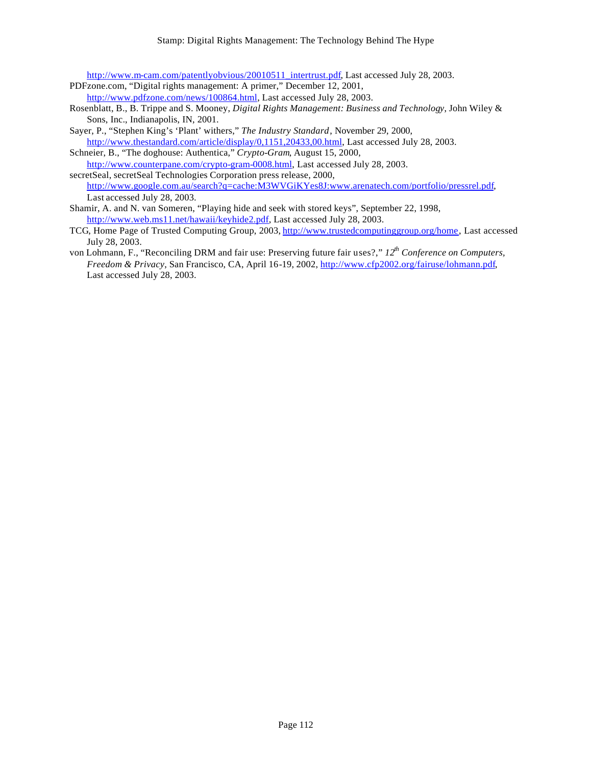http://www.m-cam.com/patentlyobvious/20010511_intertrust.pdf, Last accessed July 28, 2003.

PDFzone.com, "Digital rights management: A primer," December 12, 2001, http://www.pdfzone.com/news/100864.html, Last accessed July 28, 2003.

Rosenblatt, B., B. Trippe and S. Mooney, *Digital Rights Management: Business and Technology*, John Wiley & Sons, Inc., Indianapolis, IN, 2001.

Sayer, P., "Stephen King's 'Plant' withers," *The Industry Standard*, November 29, 2000, http://www.thestandard.com/article/display/0,1151,20433,00.html, Last accessed July 28, 2003.

Schneier, B., "The doghouse: Authentica," *Crypto-Gram*, August 15, 2000, http://www.counterpane.com/crypto-gram-0008.html, Last accessed July 28, 2003.

secretSeal, secretSeal Technologies Corporation press release, 2000, http://www.google.com.au/search?q=cache:M3WVGiKYes8J:www.arenatech.com/portfolio/pressrel.pdf, Last accessed July 28, 2003.

Shamir, A. and N. van Someren, "Playing hide and seek with stored keys", September 22, 1998, http://www.web.ms11.net/hawaii/keyhide2.pdf, Last accessed July 28, 2003.

TCG, Home Page of Trusted Computing Group, 2003, http://www.trustedcomputinggroup.org/home, Last accessed July 28, 2003.

von Lohmann, F., "Reconciling DRM and fair use: Preserving future fair uses?," *12th Conference on Computers, Freedom & Privacy*, San Francisco, CA, April 16-19, 2002, http://www.cfp2002.org/fairuse/lohmann.pdf, Last accessed July 28, 2003.